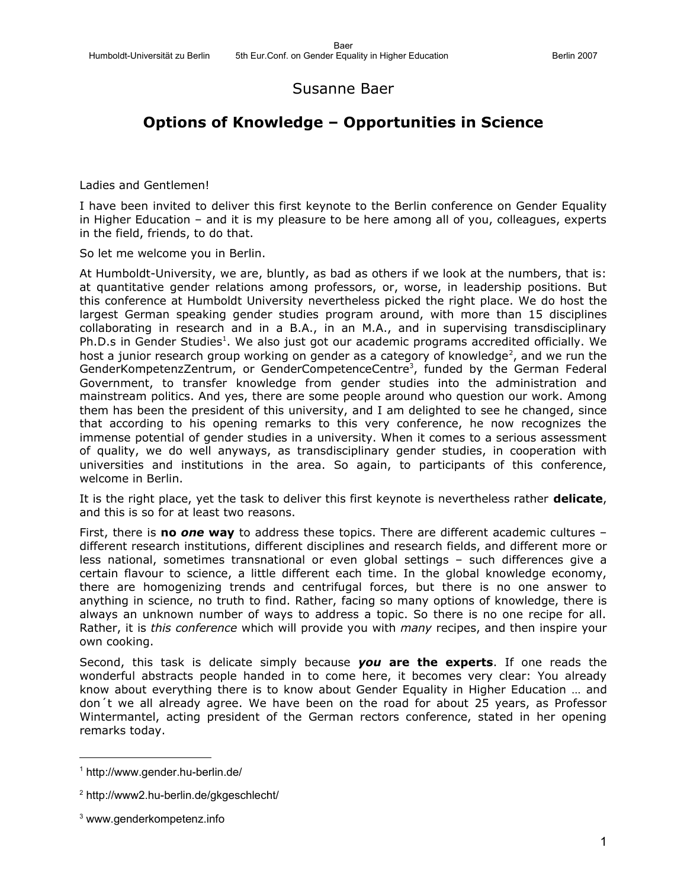# Susanne Baer

## Options of Knowledge – Opportunities in Science

Ladies and Gentlemen!

I have been invited to deliver this first keynote to the Berlin conference on Gender Equality in Higher Education – and it is my pleasure to be here among all of you, colleagues, experts in the field, friends, to do that.

So let me welcome you in Berlin.

At Humboldt-University, we are, bluntly, as bad as others if we look at the numbers, that is: at quantitative gender relations among professors, or, worse, in leadership positions. But this conference at Humboldt University nevertheless picked the right place. We do host the largest German speaking gender studies program around, with more than 15 disciplines collaborating in research and in a B.A., in an M.A., and in supervising transdisciplinary Ph.D.s in Gender Studies[1]. We also just got our academic programs accredited officially. We host a junior research group working on gender as a category of knowledge[2], and we run the GenderKompetenzZentrum, or GenderCompetenceCentre[3], funded by the German Federal Government, to transfer knowledge from gender studies into the administration and mainstream politics. And yes, there are some people around who question our work. Among them has been the president of this university, and I am delighted to see he changed, since that according to his opening remarks to this very conference, he now recognizes the immense potential of gender studies in a university. When it comes to a serious assessment of quality, we do well anyways, as transdisciplinary gender studies, in cooperation with universities and institutions in the area. So again, to participants of this conference, welcome in Berlin.

It is the right place, yet the task to deliver this first keynote is nevertheless rather **delicate**, and this is so for at least two reasons.

First, there is **no *one* way** to address these topics. There are different academic cultures – different research institutions, different disciplines and research fields, and different more or less national, sometimes transnational or even global settings – such differences give a certain flavour to science, a little different each time. In the global knowledge economy, there are homogenizing trends and centrifugal forces, but there is no one answer to anything in science, no truth to find. Rather, facing so many options of knowledge, there is always an unknown number of ways to address a topic. So there is no one recipe for all. Rather, it is *this conference* which will provide you with *many* recipes, and then inspire your own cooking.

Second, this task is delicate simply because ***you* are the experts**. If one reads the wonderful abstracts people handed in to come here, it becomes very clear: You already know about everything there is to know about Gender Equality in Higher Education … and don´t we all already agree. We have been on the road for about 25 years, as Professor Wintermantel, acting president of the German rectors conference, stated in her opening remarks today.

---

[1] http://www.gender.hu-berlin.de/

[2] http://www2.hu-berlin.de/gkgeschlecht/

[3] www.genderkompetenz.info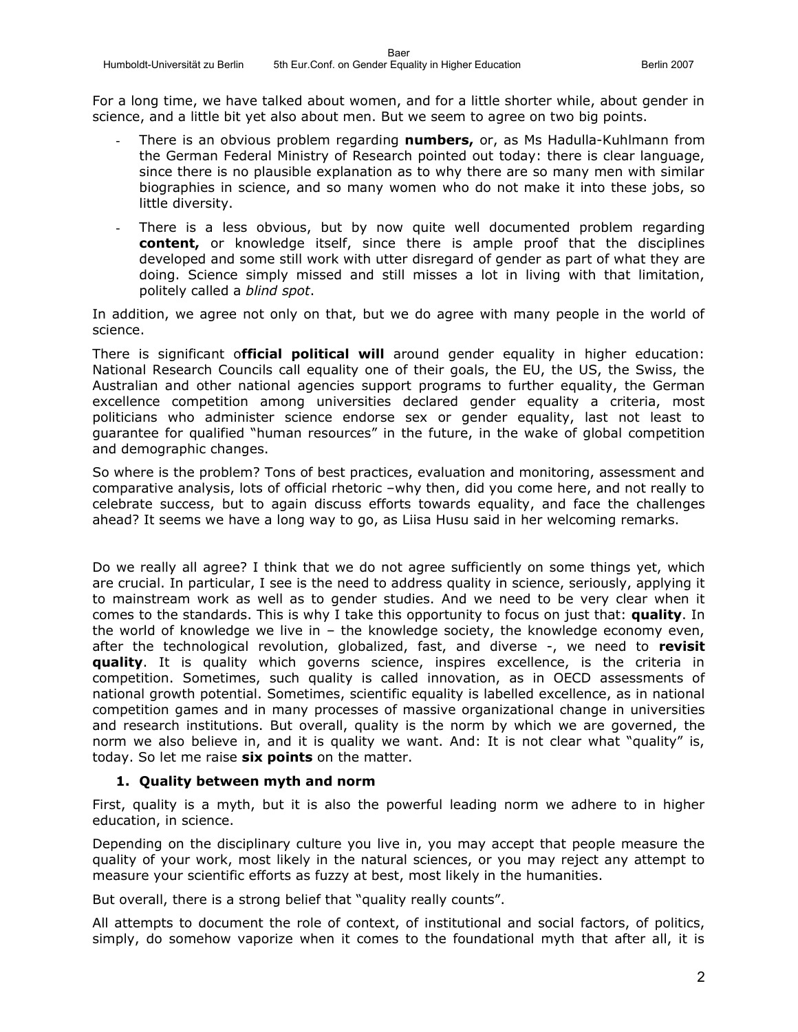For a long time, we have talked about women, and for a little shorter while, about gender in science, and a little bit yet also about men. But we seem to agree on two big points.

- There is an obvious problem regarding **numbers,** or, as Ms Hadulla-Kuhlmann from the German Federal Ministry of Research pointed out today: there is clear language, since there is no plausible explanation as to why there are so many men with similar biographies in science, and so many women who do not make it into these jobs, so little diversity.
- There is a less obvious, but by now quite well documented problem regarding **content,** or knowledge itself, since there is ample proof that the disciplines developed and some still work with utter disregard of gender as part of what they are doing. Science simply missed and still misses a lot in living with that limitation, politely called a *blind spot*.

In addition, we agree not only on that, but we do agree with many people in the world of science.

There is significant o**fficial political will** around gender equality in higher education: National Research Councils call equality one of their goals, the EU, the US, the Swiss, the Australian and other national agencies support programs to further equality, the German excellence competition among universities declared gender equality a criteria, most politicians who administer science endorse sex or gender equality, last not least to guarantee for qualified "human resources" in the future, in the wake of global competition and demographic changes.

So where is the problem? Tons of best practices, evaluation and monitoring, assessment and comparative analysis, lots of official rhetoric –why then, did you come here, and not really to celebrate success, but to again discuss efforts towards equality, and face the challenges ahead? It seems we have a long way to go, as Liisa Husu said in her welcoming remarks.

Do we really all agree? I think that we do not agree sufficiently on some things yet, which are crucial. In particular, I see is the need to address quality in science, seriously, applying it to mainstream work as well as to gender studies. And we need to be very clear when it comes to the standards. This is why I take this opportunity to focus on just that: **quality**. In the world of knowledge we live in – the knowledge society, the knowledge economy even, after the technological revolution, globalized, fast, and diverse -, we need to **revisit quality**. It is quality which governs science, inspires excellence, is the criteria in competition. Sometimes, such quality is called innovation, as in OECD assessments of national growth potential. Sometimes, scientific equality is labelled excellence, as in national competition games and in many processes of massive organizational change in universities and research institutions. But overall, quality is the norm by which we are governed, the norm we also believe in, and it is quality we want. And: It is not clear what "quality" is, today. So let me raise **six points** on the matter.

### 1. Quality between myth and norm

First, quality is a myth, but it is also the powerful leading norm we adhere to in higher education, in science.

Depending on the disciplinary culture you live in, you may accept that people measure the quality of your work, most likely in the natural sciences, or you may reject any attempt to measure your scientific efforts as fuzzy at best, most likely in the humanities.

But overall, there is a strong belief that "quality really counts".

All attempts to document the role of context, of institutional and social factors, of politics, simply, do somehow vaporize when it comes to the foundational myth that after all, it is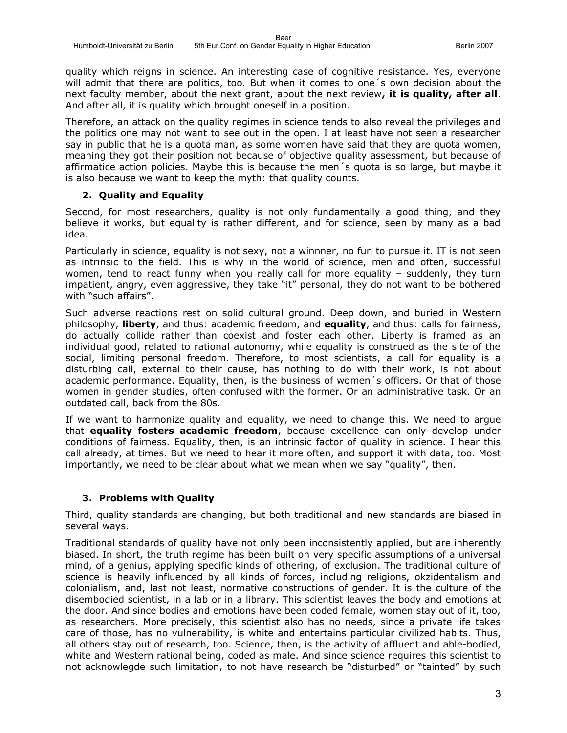quality which reigns in science. An interesting case of cognitive resistance. Yes, everyone will admit that there are politics, too. But when it comes to one´s own decision about the next faculty member, about the next grant, about the next review**, it is quality, after all**. And after all, it is quality which brought oneself in a position.

Therefore, an attack on the quality regimes in science tends to also reveal the privileges and the politics one may not want to see out in the open. I at least have not seen a researcher say in public that he is a quota man, as some women have said that they are quota women, meaning they got their position not because of objective quality assessment, but because of affirmatice action policies. Maybe this is because the men´s quota is so large, but maybe it is also because we want to keep the myth: that quality counts.

## 2. Quality and Equality

Second, for most researchers, quality is not only fundamentally a good thing, and they believe it works, but equality is rather different, and for science, seen by many as a bad idea.

Particularly in science, equality is not sexy, not a winnner, no fun to pursue it. IT is not seen as intrinsic to the field. This is why in the world of science, men and often, successful women, tend to react funny when you really call for more equality – suddenly, they turn impatient, angry, even aggressive, they take "it" personal, they do not want to be bothered with "such affairs".

Such adverse reactions rest on solid cultural ground. Deep down, and buried in Western philosophy, **liberty**, and thus: academic freedom, and **equality**, and thus: calls for fairness, do actually collide rather than coexist and foster each other. Liberty is framed as an individual good, related to rational autonomy, while equality is construed as the site of the social, limiting personal freedom. Therefore, to most scientists, a call for equality is a disturbing call, external to their cause, has nothing to do with their work, is not about academic performance. Equality, then, is the business of women´s officers. Or that of those women in gender studies, often confused with the former. Or an administrative task. Or an outdated call, back from the 80s.

If we want to harmonize quality and equality, we need to change this. We need to argue that **equality fosters academic freedom**, because excellence can only develop under conditions of fairness. Equality, then, is an intrinsic factor of quality in science. I hear this call already, at times. But we need to hear it more often, and support it with data, too. Most importantly, we need to be clear about what we mean when we say "quality", then.

## 3. Problems with Quality

Third, quality standards are changing, but both traditional and new standards are biased in several ways.

Traditional standards of quality have not only been inconsistently applied, but are inherently biased. In short, the truth regime has been built on very specific assumptions of a universal mind, of a genius, applying specific kinds of othering, of exclusion. The traditional culture of science is heavily influenced by all kinds of forces, including religions, okzidentalism and colonialism, and, last not least, normative constructions of gender. It is the culture of the disembodied scientist, in a lab or in a library. This scientist leaves the body and emotions at the door. And since bodies and emotions have been coded female, women stay out of it, too, as researchers. More precisely, this scientist also has no needs, since a private life takes care of those, has no vulnerability, is white and entertains particular civilized habits. Thus, all others stay out of research, too. Science, then, is the activity of affluent and able-bodied, white and Western rational being, coded as male. And since science requires this scientist to not acknowlegde such limitation, to not have research be "disturbed" or "tainted" by such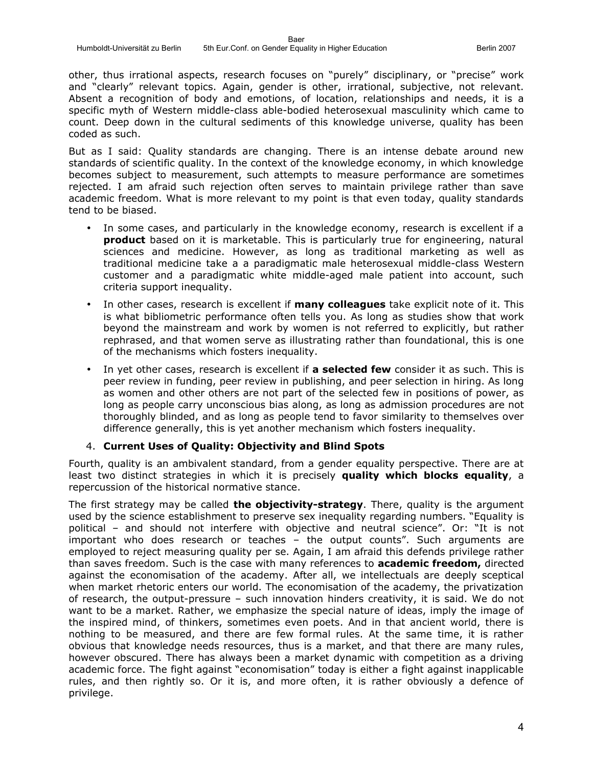other, thus irrational aspects, research focuses on "purely" disciplinary, or "precise" work and "clearly" relevant topics. Again, gender is other, irrational, subjective, not relevant. Absent a recognition of body and emotions, of location, relationships and needs, it is a specific myth of Western middle-class able-bodied heterosexual masculinity which came to count. Deep down in the cultural sediments of this knowledge universe, quality has been coded as such.

But as I said: Quality standards are changing. There is an intense debate around new standards of scientific quality. In the context of the knowledge economy, in which knowledge becomes subject to measurement, such attempts to measure performance are sometimes rejected. I am afraid such rejection often serves to maintain privilege rather than save academic freedom. What is more relevant to my point is that even today, quality standards tend to be biased.

- In some cases, and particularly in the knowledge economy, research is excellent if a **product** based on it is marketable. This is particularly true for engineering, natural sciences and medicine. However, as long as traditional marketing as well as traditional medicine take a a paradigmatic male heterosexual middle-class Western customer and a paradigmatic white middle-aged male patient into account, such criteria support inequality.
- In other cases, research is excellent if **many colleagues** take explicit note of it. This is what bibliometric performance often tells you. As long as studies show that work beyond the mainstream and work by women is not referred to explicitly, but rather rephrased, and that women serve as illustrating rather than foundational, this is one of the mechanisms which fosters inequality.
- In yet other cases, research is excellent if **a selected few** consider it as such. This is peer review in funding, peer review in publishing, and peer selection in hiring. As long as women and other others are not part of the selected few in positions of power, as long as people carry unconscious bias along, as long as admission procedures are not thoroughly blinded, and as long as people tend to favor similarity to themselves over difference generally, this is yet another mechanism which fosters inequality.

4. **Current Uses of Quality: Objectivity and Blind Spots**

Fourth, quality is an ambivalent standard, from a gender equality perspective. There are at least two distinct strategies in which it is precisely **quality which blocks equality**, a repercussion of the historical normative stance.

The first strategy may be called **the objectivity-strategy**. There, quality is the argument used by the science establishment to preserve sex inequality regarding numbers. "Equality is political – and should not interfere with objective and neutral science". Or: "It is not important who does research or teaches – the output counts". Such arguments are employed to reject measuring quality per se. Again, I am afraid this defends privilege rather than saves freedom. Such is the case with many references to **academic freedom,** directed against the economisation of the academy. After all, we intellectuals are deeply sceptical when market rhetoric enters our world. The economisation of the academy, the privatization of research, the output-pressure – such innovation hinders creativity, it is said. We do not want to be a market. Rather, we emphasize the special nature of ideas, imply the image of the inspired mind, of thinkers, sometimes even poets. And in that ancient world, there is nothing to be measured, and there are few formal rules. At the same time, it is rather obvious that knowledge needs resources, thus is a market, and that there are many rules, however obscured. There has always been a market dynamic with competition as a driving academic force. The fight against "economisation" today is either a fight against inapplicable rules, and then rightly so. Or it is, and more often, it is rather obviously a defence of privilege.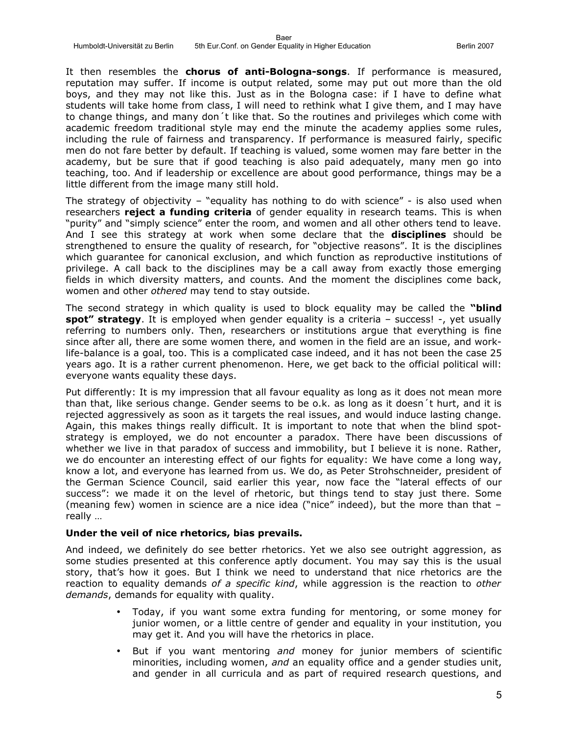It then resembles the **chorus of anti-Bologna-songs**. If performance is measured, reputation may suffer. If income is output related, some may put out more than the old boys, and they may not like this. Just as in the Bologna case: if I have to define what students will take home from class, I will need to rethink what I give them, and I may have to change things, and many don´t like that. So the routines and privileges which come with academic freedom traditional style may end the minute the academy applies some rules, including the rule of fairness and transparency. If performance is measured fairly, specific men do not fare better by default. If teaching is valued, some women may fare better in the academy, but be sure that if good teaching is also paid adequately, many men go into teaching, too. And if leadership or excellence are about good performance, things may be a little different from the image many still hold.

The strategy of objectivity – "equality has nothing to do with science" - is also used when researchers **reject a funding criteria** of gender equality in research teams. This is when "purity" and "simply science" enter the room, and women and all other others tend to leave. And I see this strategy at work when some declare that the **disciplines** should be strengthened to ensure the quality of research, for "objective reasons". It is the disciplines which guarantee for canonical exclusion, and which function as reproductive institutions of privilege. A call back to the disciplines may be a call away from exactly those emerging fields in which diversity matters, and counts. And the moment the disciplines come back, women and other *othered* may tend to stay outside.

The second strategy in which quality is used to block equality may be called the **"blind spot" strategy**. It is employed when gender equality is a criteria – success! -, yet usually referring to numbers only. Then, researchers or institutions argue that everything is fine since after all, there are some women there, and women in the field are an issue, and work-life-balance is a goal, too. This is a complicated case indeed, and it has not been the case 25 years ago. It is a rather current phenomenon. Here, we get back to the official political will: everyone wants equality these days.

Put differently: It is my impression that all favour equality as long as it does not mean more than that, like serious change. Gender seems to be o.k. as long as it doesn´t hurt, and it is rejected aggressively as soon as it targets the real issues, and would induce lasting change. Again, this makes things really difficult. It is important to note that when the blind spot-strategy is employed, we do not encounter a paradox. There have been discussions of whether we live in that paradox of success and immobility, but I believe it is none. Rather, we do encounter an interesting effect of our fights for equality: We have come a long way, know a lot, and everyone has learned from us. We do, as Peter Strohschneider, president of the German Science Council, said earlier this year, now face the "lateral effects of our success": we made it on the level of rhetoric, but things tend to stay just there. Some (meaning few) women in science are a nice idea ("nice" indeed), but the more than that – really …

**Under the veil of nice rhetorics, bias prevails.**

And indeed, we definitely do see better rhetorics. Yet we also see outright aggression, as some studies presented at this conference aptly document. You may say this is the usual story, that's how it goes. But I think we need to understand that nice rhetorics are the reaction to equality demands *of a specific kind*, while aggression is the reaction to *other demands*, demands for equality with quality.

- Today, if you want some extra funding for mentoring, or some money for junior women, or a little centre of gender and equality in your institution, you may get it. And you will have the rhetorics in place.
- But if you want mentoring *and* money for junior members of scientific minorities, including women, *and* an equality office and a gender studies unit, and gender in all curricula and as part of required research questions, and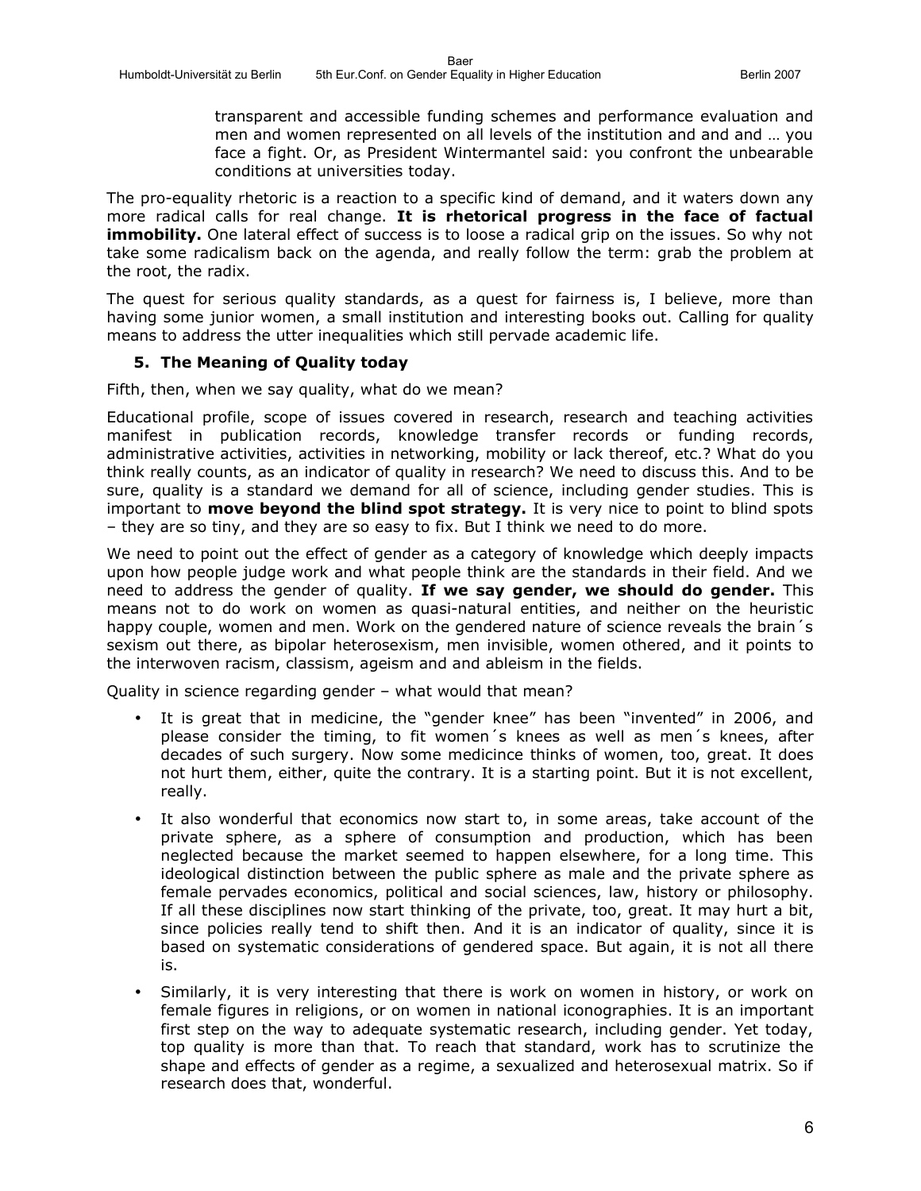transparent and accessible funding schemes and performance evaluation and men and women represented on all levels of the institution and and and … you face a fight. Or, as President Wintermantel said: you confront the unbearable conditions at universities today.

The pro-equality rhetoric is a reaction to a specific kind of demand, and it waters down any more radical calls for real change. **It is rhetorical progress in the face of factual immobility.** One lateral effect of success is to loose a radical grip on the issues. So why not take some radicalism back on the agenda, and really follow the term: grab the problem at the root, the radix.

The quest for serious quality standards, as a quest for fairness is, I believe, more than having some junior women, a small institution and interesting books out. Calling for quality means to address the utter inequalities which still pervade academic life.

### 5. The Meaning of Quality today

Fifth, then, when we say quality, what do we mean?

Educational profile, scope of issues covered in research, research and teaching activities manifest in publication records, knowledge transfer records or funding records, administrative activities, activities in networking, mobility or lack thereof, etc.? What do you think really counts, as an indicator of quality in research? We need to discuss this. And to be sure, quality is a standard we demand for all of science, including gender studies. This is important to **move beyond the blind spot strategy.** It is very nice to point to blind spots – they are so tiny, and they are so easy to fix. But I think we need to do more.

We need to point out the effect of gender as a category of knowledge which deeply impacts upon how people judge work and what people think are the standards in their field. And we need to address the gender of quality. **If we say gender, we should do gender.** This means not to do work on women as quasi-natural entities, and neither on the heuristic happy couple, women and men. Work on the gendered nature of science reveals the brain´s sexism out there, as bipolar heterosexism, men invisible, women othered, and it points to the interwoven racism, classism, ageism and and ableism in the fields.

Quality in science regarding gender – what would that mean?

- It is great that in medicine, the "gender knee" has been "invented" in 2006, and please consider the timing, to fit women´s knees as well as men´s knees, after decades of such surgery. Now some medicince thinks of women, too, great. It does not hurt them, either, quite the contrary. It is a starting point. But it is not excellent, really.
- It also wonderful that economics now start to, in some areas, take account of the private sphere, as a sphere of consumption and production, which has been neglected because the market seemed to happen elsewhere, for a long time. This ideological distinction between the public sphere as male and the private sphere as female pervades economics, political and social sciences, law, history or philosophy. If all these disciplines now start thinking of the private, too, great. It may hurt a bit, since policies really tend to shift then. And it is an indicator of quality, since it is based on systematic considerations of gendered space. But again, it is not all there is.
- Similarly, it is very interesting that there is work on women in history, or work on female figures in religions, or on women in national iconographies. It is an important first step on the way to adequate systematic research, including gender. Yet today, top quality is more than that. To reach that standard, work has to scrutinize the shape and effects of gender as a regime, a sexualized and heterosexual matrix. So if research does that, wonderful.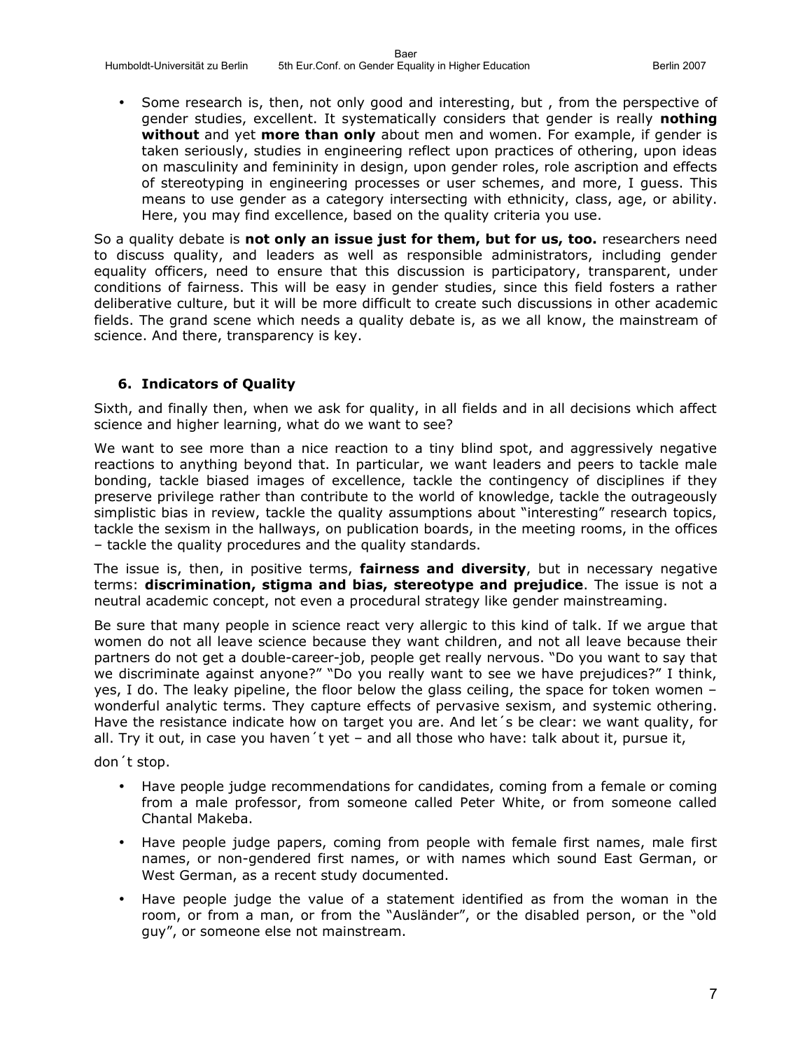- Some research is, then, not only good and interesting, but , from the perspective of gender studies, excellent. It systematically considers that gender is really **nothing without** and yet **more than only** about men and women. For example, if gender is taken seriously, studies in engineering reflect upon practices of othering, upon ideas on masculinity and femininity in design, upon gender roles, role ascription and effects of stereotyping in engineering processes or user schemes, and more, I guess. This means to use gender as a category intersecting with ethnicity, class, age, or ability. Here, you may find excellence, based on the quality criteria you use.

So a quality debate is **not only an issue just for them, but for us, too.** researchers need to discuss quality, and leaders as well as responsible administrators, including gender equality officers, need to ensure that this discussion is participatory, transparent, under conditions of fairness. This will be easy in gender studies, since this field fosters a rather deliberative culture, but it will be more difficult to create such discussions in other academic fields. The grand scene which needs a quality debate is, as we all know, the mainstream of science. And there, transparency is key.

## 6. Indicators of Quality

Sixth, and finally then, when we ask for quality, in all fields and in all decisions which affect science and higher learning, what do we want to see?

We want to see more than a nice reaction to a tiny blind spot, and aggressively negative reactions to anything beyond that. In particular, we want leaders and peers to tackle male bonding, tackle biased images of excellence, tackle the contingency of disciplines if they preserve privilege rather than contribute to the world of knowledge, tackle the outrageously simplistic bias in review, tackle the quality assumptions about "interesting" research topics, tackle the sexism in the hallways, on publication boards, in the meeting rooms, in the offices – tackle the quality procedures and the quality standards.

The issue is, then, in positive terms, **fairness and diversity**, but in necessary negative terms: **discrimination, stigma and bias, stereotype and prejudice**. The issue is not a neutral academic concept, not even a procedural strategy like gender mainstreaming.

Be sure that many people in science react very allergic to this kind of talk. If we argue that women do not all leave science because they want children, and not all leave because their partners do not get a double-career-job, people get really nervous. "Do you want to say that we discriminate against anyone?" "Do you really want to see we have prejudices?" I think, yes, I do. The leaky pipeline, the floor below the glass ceiling, the space for token women – wonderful analytic terms. They capture effects of pervasive sexism, and systemic othering. Have the resistance indicate how on target you are. And let´s be clear: we want quality, for all. Try it out, in case you haven´t yet – and all those who have: talk about it, pursue it, don´t stop.

- Have people judge recommendations for candidates, coming from a female or coming from a male professor, from someone called Peter White, or from someone called Chantal Makeba.
- Have people judge papers, coming from people with female first names, male first names, or non-gendered first names, or with names which sound East German, or West German, as a recent study documented.
- Have people judge the value of a statement identified as from the woman in the room, or from a man, or from the "Ausländer", or the disabled person, or the "old guy", or someone else not mainstream.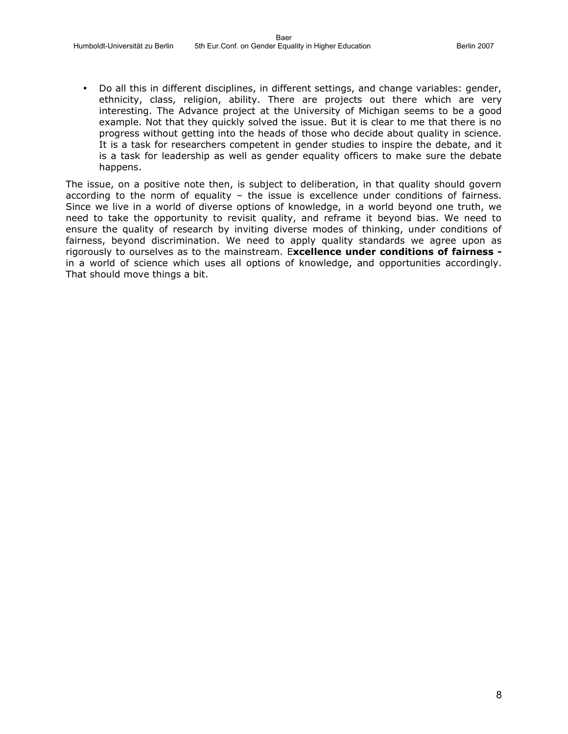- Do all this in different disciplines, in different settings, and change variables: gender, ethnicity, class, religion, ability. There are projects out there which are very interesting. The Advance project at the University of Michigan seems to be a good example. Not that they quickly solved the issue. But it is clear to me that there is no progress without getting into the heads of those who decide about quality in science. It is a task for researchers competent in gender studies to inspire the debate, and it is a task for leadership as well as gender equality officers to make sure the debate happens.

The issue, on a positive note then, is subject to deliberation, in that quality should govern according to the norm of equality – the issue is excellence under conditions of fairness. Since we live in a world of diverse options of knowledge, in a world beyond one truth, we need to take the opportunity to revisit quality, and reframe it beyond bias. We need to ensure the quality of research by inviting diverse modes of thinking, under conditions of fairness, beyond discrimination. We need to apply quality standards we agree upon as rigorously to ourselves as to the mainstream. E**xcellence under conditions of fairness -** in a world of science which uses all options of knowledge, and opportunities accordingly. That should move things a bit.